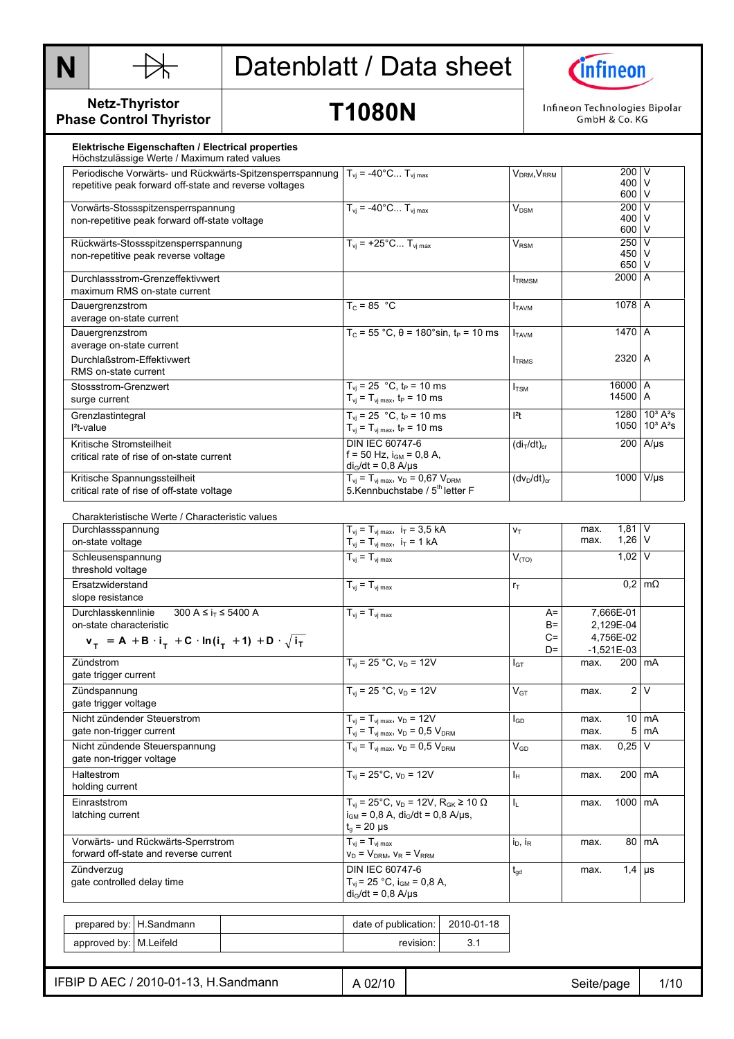# Datenblatt / Data sheet

**N** — Netz-Thyristor / Phase Control Thyristor

## T1080N

Infineon Technologies Bipolar GmbH & Co. KG

### Elektrische Eigenschaften / Electrical properties

Höchstzulässige Werte / Maximum rated values

| Parameter | Conditions | Symbol | Value | Unit |
|---|---|---|---|---|
| Periodische Vorwärts- und Rückwärts-Spitzensperrspannung / repetitive peak forward off-state and reverse voltages | $T_{vj}$ = -40°C... $T_{vj\,max}$ | $V_{DRM}, V_{RRM}$ | 200<br>400<br>600 | V<br>V<br>V |
| Vorwärts-Stossspitzensperrspannung / non-repetitive peak forward off-state voltage | $T_{vj}$ = -40°C... $T_{vj\,max}$ | $V_{DSM}$ | 200<br>400<br>600 | V<br>V<br>V |
| Rückwärts-Stossspitzensperrspannung / non-repetitive peak reverse voltage | $T_{vj}$ = +25°C... $T_{vj\,max}$ | $V_{RSM}$ | 250<br>450<br>650 | V<br>V<br>V |
| Durchlassstrom-Grenzeffektivwert / maximum RMS on-state current | | $I_{TRMSM}$ | 2000 | A |
| Dauergrenzstrom / average on-state current | $T_C$ = 85 °C | $I_{TAVM}$ | 1078 | A |
| Dauergrenzstrom / average on-state current | $T_C$ = 55 °C, θ = 180°sin, $t_P$ = 10 ms | $I_{TAVM}$ | 1470 | A |
| Durchlaßstrom-Effektivwert / RMS on-state current | | $I_{TRMS}$ | 2320 | A |
| Stossstrom-Grenzwert / surge current | $T_{vj}$ = 25 °C, $t_P$ = 10 ms<br>$T_{vj}$ = $T_{vj\,max}$, $t_P$ = 10 ms | $I_{TSM}$ | 16000<br>14500 | A<br>A |
| Grenzlastintegral / I²t-value | $T_{vj}$ = 25 °C, $t_P$ = 10 ms<br>$T_{vj}$ = $T_{vj\,max}$, $t_P$ = 10 ms | $I^2t$ | 1280<br>1050 | $10^3$ A²s<br>$10^3$ A²s |
| Kritische Stromsteilheit / critical rate of rise of on-state current | DIN IEC 60747-6<br>f = 50 Hz, $i_{GM}$ = 0,8 A,<br>$di_G/dt$ = 0,8 A/µs | $(di_T/dt)_{cr}$ | 200 | A/µs |
| Kritische Spannungssteilheit / critical rate of rise of off-state voltage | $T_{vj}$ = $T_{vj\,max}$, $v_D$ = 0,67 $V_{DRM}$<br>5.Kennbuchstabe / 5th letter F | $(dv_D/dt)_{cr}$ | 1000 | V/µs |

Charakteristische Werte / Characteristic values

| Parameter | Conditions | Symbol | Value | Unit |
|---|---|---|---|---|
| Durchlassspannung / on-state voltage | $T_{vj}$ = $T_{vj\,max}$, $i_T$ = 3,5 kA<br>$T_{vj}$ = $T_{vj\,max}$, $i_T$ = 1 kA | $v_T$ | max. 1,81<br>max. 1,26 | V<br>V |
| Schleusenspannung / threshold voltage | $T_{vj}$ = $T_{vj\,max}$ | $V_{(TO)}$ | 1,02 | V |
| Ersatzwiderstand / slope resistance | $T_{vj}$ = $T_{vj\,max}$ | $r_T$ | 0,2 | mΩ |
| Durchlasskennlinie 300 A ≤ $i_T$ ≤ 5400 A / on-state characteristic $v_T = A + B \cdot i_T + C \cdot \ln(i_T + 1) + D \cdot \sqrt{i_T}$ | $T_{vj}$ = $T_{vj\,max}$ | A=<br>B=<br>C=<br>D= | 7,666E-01<br>2,129E-04<br>4,756E-02<br>-1,521E-03 | |
| Zündstrom / gate trigger current | $T_{vj}$ = 25 °C, $v_D$ = 12V | $I_{GT}$ | max. 200 | mA |
| Zündspannung / gate trigger voltage | $T_{vj}$ = 25 °C, $v_D$ = 12V | $V_{GT}$ | max. 2 | V |
| Nicht zündender Steuerstrom / gate non-trigger current | $T_{vj}$ = $T_{vj\,max}$, $v_D$ = 12V<br>$T_{vj}$ = $T_{vj\,max}$, $v_D$ = 0,5 $V_{DRM}$ | $I_{GD}$ | max. 10<br>max. 5 | mA<br>mA |
| Nicht zündende Steuerspannung / gate non-trigger voltage | $T_{vj}$ = $T_{vj\,max}$, $v_D$ = 0,5 $V_{DRM}$ | $V_{GD}$ | max. 0,25 | V |
| Haltestrom / holding current | $T_{vj}$ = 25°C, $v_D$ = 12V | $I_H$ | max. 200 | mA |
| Einraststrom / latching current | $T_{vj}$ = 25°C, $v_D$ = 12V, $R_{GK}$ ≥ 10 Ω<br>$i_{GM}$ = 0,8 A, $di_G/dt$ = 0,8 A/µs,<br>$t_g$ = 20 µs | $I_L$ | max. 1000 | mA |
| Vorwärts- und Rückwärts-Sperrstrom / forward off-state and reverse current | $T_{vj}$ = $T_{vj\,max}$<br>$v_D$ = $V_{DRM}$, $v_R$ = $V_{RRM}$ | $i_D$, $i_R$ | max. 80 | mA |
| Zündverzug / gate controlled delay time | DIN IEC 60747-6<br>$T_{vj}$ = 25 °C, $i_{GM}$ = 0,8 A,<br>$di_G/dt$ = 0,8 A/µs | $t_{gd}$ | max. 1,4 | µs |

| prepared by: | H.Sandmann | date of publication: | 2010-01-18 |
|---|---|---|---|
| approved by: | M.Leifeld | revision: | 3.1 |

IFBIP D AEC / 2010-01-13, H.Sandmann — A 02/10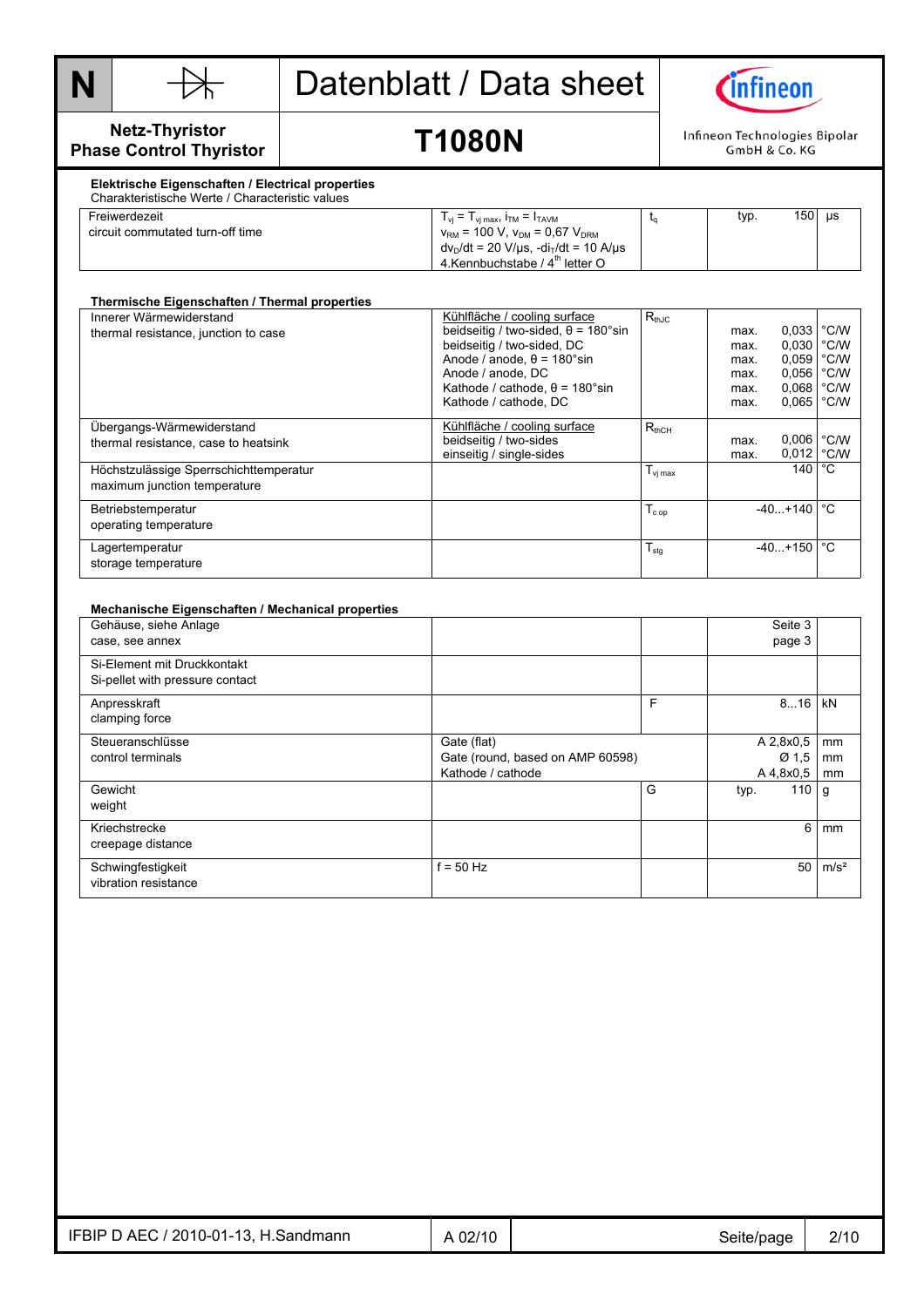# Datenblatt / Data sheet

**Netz-Thyristor**
**Phase Control Thyristor**

## T1080N

Infineon Technologies Bipolar GmbH & Co. KG

### Elektrische Eigenschaften / Electrical properties

Charakteristische Werte / Characteristic values

| | | | | | |
|---|---|---|---|---|---|
| Freiwerdezeit<br>circuit commutated turn-off time | $T_{vj} = T_{vj\,max}$, $i_{TM} = I_{TAVM}$<br>$v_{RM}$ = 100 V, $v_{DM}$ = 0,67 $V_{DRM}$<br>$dv_D/dt$ = 20 V/µs, $-di_T/dt$ = 10 A/µs<br>4.Kennbuchstabe / 4th letter O | $t_q$ | typ. | 150 | µs |

### Thermische Eigenschaften / Thermal properties

| | | | | | |
|---|---|---|---|---|---|
| Innerer Wärmewiderstand<br>thermal resistance, junction to case | Kühlfläche / cooling surface<br>beidseitig / two-sided, θ = 180°sin<br>beidseitig / two-sided, DC<br>Anode / anode, θ = 180°sin<br>Anode / anode, DC<br>Kathode / cathode, θ = 180°sin<br>Kathode / cathode, DC | $R_{thJC}$ | <br>max.<br>max.<br>max.<br>max.<br>max.<br>max. | <br>0,033<br>0,030<br>0,059<br>0,056<br>0,068<br>0,065 | <br>°C/W<br>°C/W<br>°C/W<br>°C/W<br>°C/W<br>°C/W |
| Übergangs-Wärmewiderstand<br>thermal resistance, case to heatsink | Kühlfläche / cooling surface<br>beidseitig / two-sides<br>einseitig / single-sides | $R_{thCH}$ | <br>max.<br>max. | <br>0,006<br>0,012 | <br>°C/W<br>°C/W |
| Höchstzulässige Sperrschichttemperatur<br>maximum junction temperature | | $T_{vj\,max}$ | | 140 | °C |
| Betriebstemperatur<br>operating temperature | | $T_{c\,op}$ | | -40...+140 | °C |
| Lagertemperatur<br>storage temperature | | $T_{stg}$ | | -40...+150 | °C |

### Mechanische Eigenschaften / Mechanical properties

| | | | | |
|---|---|---|---|---|
| Gehäuse, siehe Anlage<br>case, see annex | | | Seite 3<br>page 3 | |
| Si-Element mit Druckkontakt<br>Si-pellet with pressure contact | | | | |
| Anpresskraft<br>clamping force | | F | 8...16 | kN |
| Steueranschlüsse<br>control terminals | Gate (flat)<br>Gate (round, based on AMP 60598)<br>Kathode / cathode | | A 2,8x0,5<br>Ø 1,5<br>A 4,8x0,5 | mm<br>mm<br>mm |
| Gewicht<br>weight | | G | typ. 110 | g |
| Kriechstrecke<br>creepage distance | | | 6 | mm |
| Schwingfestigkeit<br>vibration resistance | f = 50 Hz | | 50 | m/s² |

IFBIP D AEC / 2010-01-13, H.Sandmann | A 02/10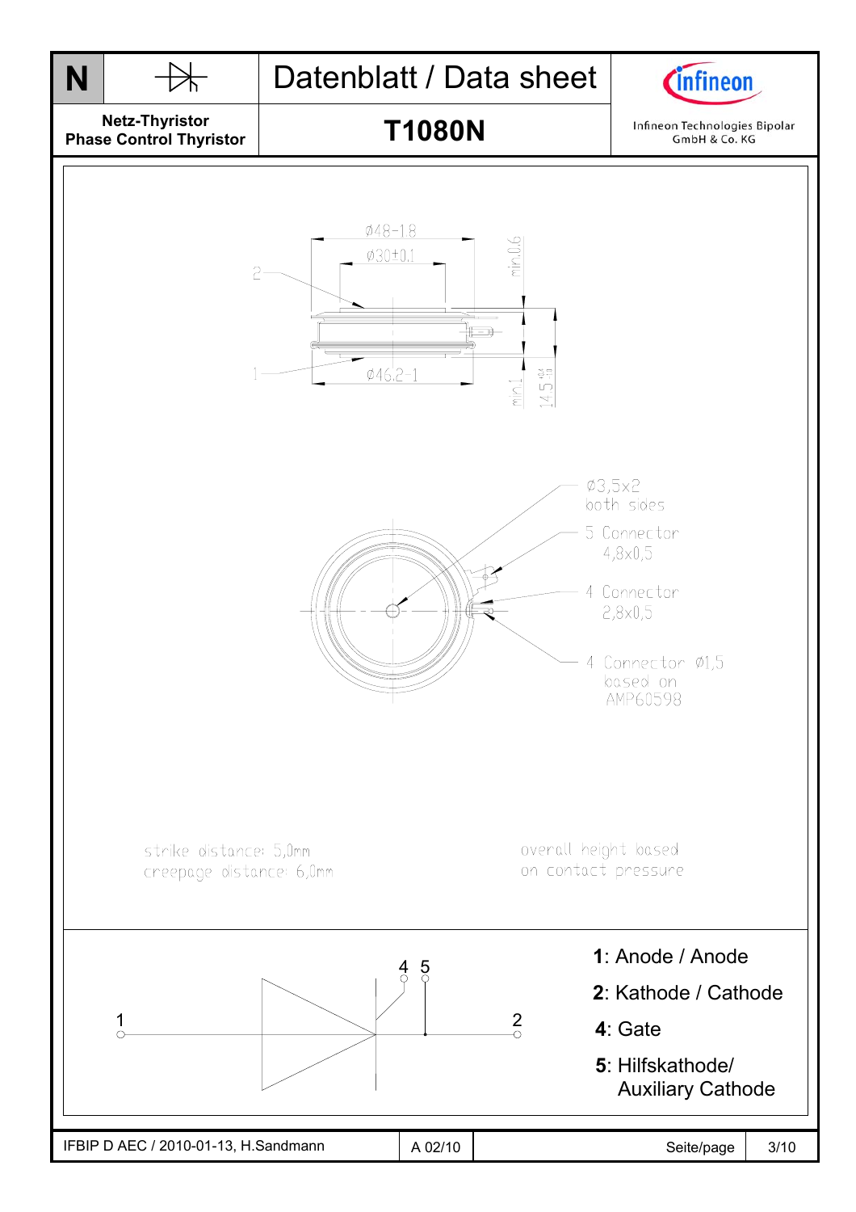**Netz-Thyristor**
**Phase Control Thyristor**

# Datenblatt / Data sheet

## T1080N

Infineon Technologies Bipolar GmbH & Co. KG

Ø48-1,8

Ø30+0,1

min.0,6

2

1

Ø46,2-1

min.1

14,5

Ø3,5x2 both sides

5 Connector 4,8x0,5

4 Connector 2,8x0,5

4 Connector Ø1,5 based on AMP60598

strike distance: 5,0mm
creepage distance: 6,0mm

overall height based on contact pressure

1: Anode / Anode

2: Kathode / Cathode

4: Gate

5: Hilfskathode/ Auxiliary Cathode

IFBIP D AEC / 2010-01-13, H.Sandmann | A 02/10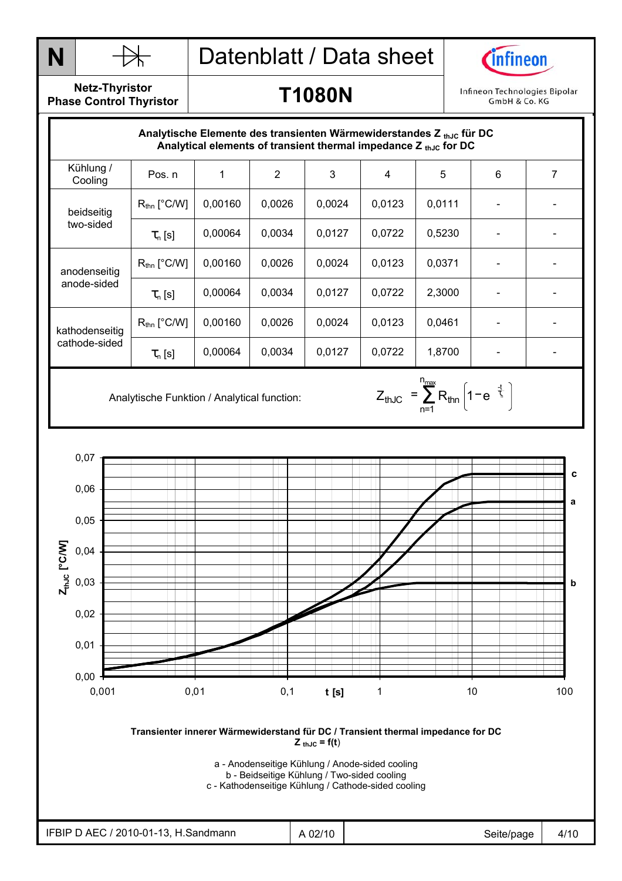# T1080N

**Netz-Thyristor / Phase Control Thyristor**

## Analytische Elemente des transienten Wärmewiderstandes $Z_{thJC}$ für DC / Analytical elements of transient thermal impedance $Z_{thJC}$ for DC

| Kühlung / Cooling | Pos. n | 1 | 2 | 3 | 4 | 5 | 6 | 7 |
|---|---|---|---|---|---|---|---|---|
| beidseitig two-sided | $R_{thn}$ [°C/W] | 0,00160 | 0,0026 | 0,0024 | 0,0123 | 0,0111 | - | - |
| | $\tau_n$ [s] | 0,00064 | 0,0034 | 0,0127 | 0,0722 | 0,5230 | - | - |
| anodenseitig anode-sided | $R_{thn}$ [°C/W] | 0,00160 | 0,0026 | 0,0024 | 0,0123 | 0,0371 | - | - |
| | $\tau_n$ [s] | 0,00064 | 0,0034 | 0,0127 | 0,0722 | 2,3000 | - | - |
| kathodenseitig cathode-sided | $R_{thn}$ [°C/W] | 0,00160 | 0,0026 | 0,0024 | 0,0123 | 0,0461 | - | - |
| | $\tau_n$ [s] | 0,00064 | 0,0034 | 0,0127 | 0,0722 | 1,8700 | - | - |

Analytische Funktion / Analytical function:

$$Z_{thJC} = \sum_{n=1}^{n_{max}} R_{thn} \left( 1 - e^{-\frac{t}{\tau_n}} \right)$$

Transienter innerer Wärmewiderstand für DC / Transient thermal impedance for DC
$Z_{thJC} = f(t)$

a - Anodenseitige Kühlung / Anode-sided cooling
b - Beidseitige Kühlung / Two-sided cooling
c - Kathodenseitige Kühlung / Cathode-sided cooling

IFBIP D AEC / 2010-01-13, H.Sandmann | A 02/10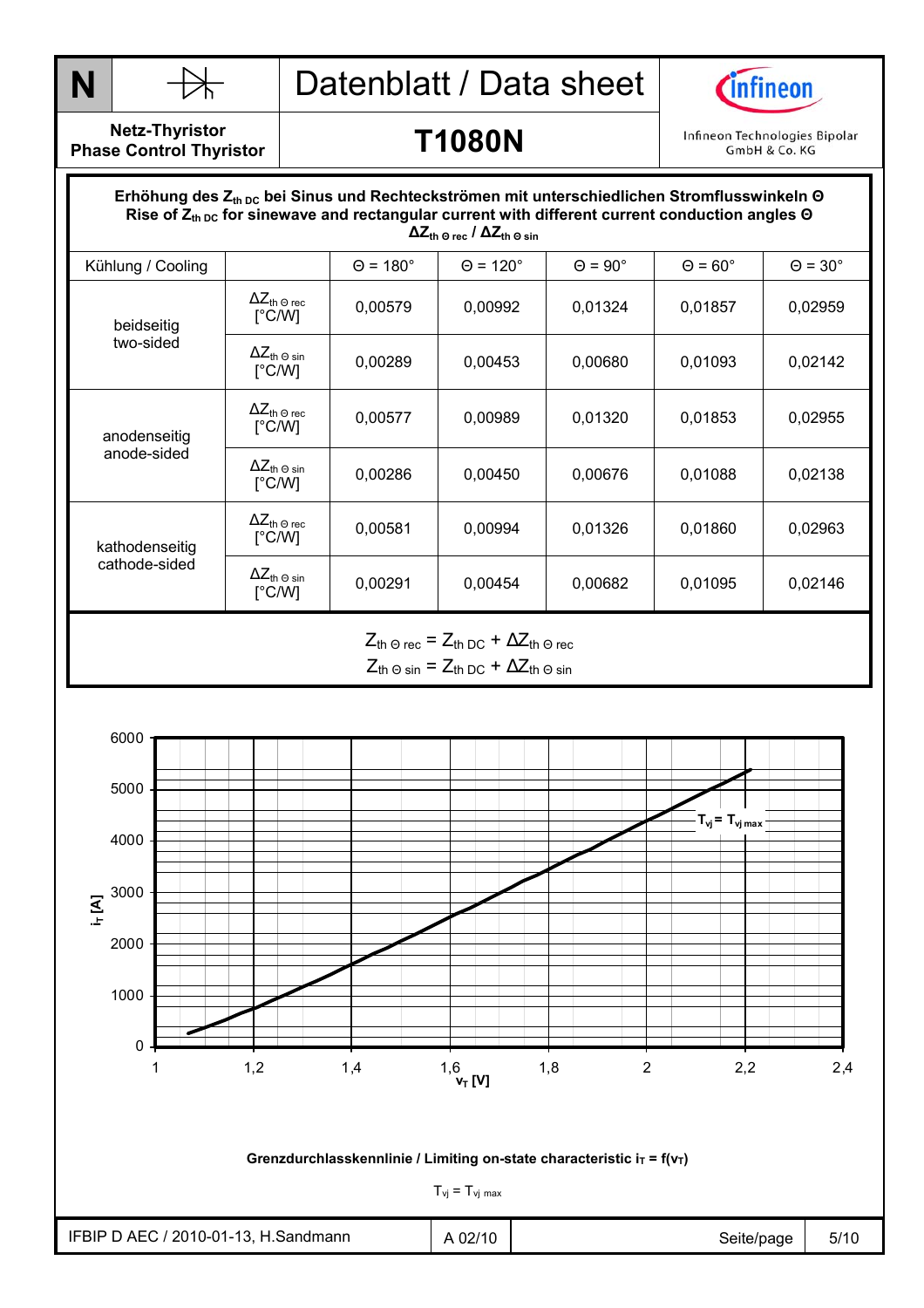**Erhöhung des $Z_{th\,DC}$ bei Sinus und Rechteckströmen mit unterschiedlichen Stromflusswinkeln $\Theta$**
**Rise of $Z_{th\,DC}$ for sinewave and rectangular current with different current conduction angles $\Theta$**
**$\Delta Z_{th\,\Theta\,rec}$ / $\Delta Z_{th\,\Theta\,sin}$**

| Kühlung / Cooling | | $\Theta$ = 180° | $\Theta$ = 120° | $\Theta$ = 90° | $\Theta$ = 60° | $\Theta$ = 30° |
|---|---|---|---|---|---|---|
| beidseitig two-sided | $\Delta Z_{th\,\Theta\,rec}$ [°C/W] | 0,00579 | 0,00992 | 0,01324 | 0,01857 | 0,02959 |
| | $\Delta Z_{th\,\Theta\,sin}$ [°C/W] | 0,00289 | 0,00453 | 0,00680 | 0,01093 | 0,02142 |
| anodenseitig anode-sided | $\Delta Z_{th\,\Theta\,rec}$ [°C/W] | 0,00577 | 0,00989 | 0,01320 | 0,01853 | 0,02955 |
| | $\Delta Z_{th\,\Theta\,sin}$ [°C/W] | 0,00286 | 0,00450 | 0,00676 | 0,01088 | 0,02138 |
| kathodenseitig cathode-sided | $\Delta Z_{th\,\Theta\,rec}$ [°C/W] | 0,00581 | 0,00994 | 0,01326 | 0,01860 | 0,02963 |
| | $\Delta Z_{th\,\Theta\,sin}$ [°C/W] | 0,00291 | 0,00454 | 0,00682 | 0,01095 | 0,02146 |

$$Z_{th\,\Theta\,rec} = Z_{th\,DC} + \Delta Z_{th\,\Theta\,rec}$$
$$Z_{th\,\Theta\,sin} = Z_{th\,DC} + \Delta Z_{th\,\Theta\,sin}$$

**Grenzdurchlasskennlinie / Limiting on-state characteristic $i_T = f(v_T)$**

$T_{vj} = T_{vj\,max}$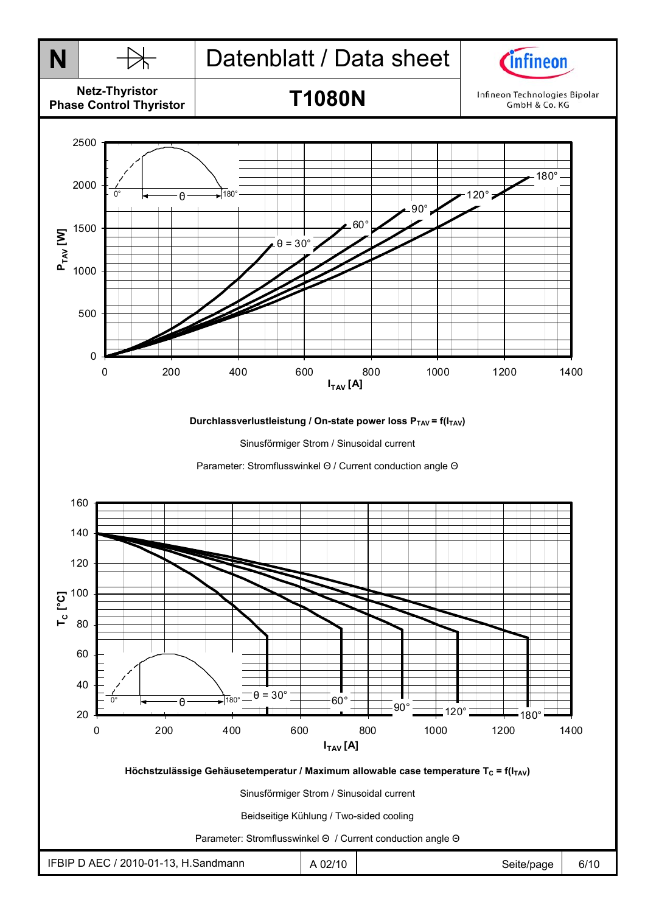Durchlassverlustleistung / On-state power loss $P_{TAV} = f(I_{TAV})$

Sinusförmiger Strom / Sinusoidal current

Parameter: Stromflusswinkel Θ / Current conduction angle Θ

Höchstzulässige Gehäusetemperatur / Maximum allowable case temperature $T_C = f(I_{TAV})$

Sinusförmiger Strom / Sinusoidal current

Beidseitige Kühlung / Two-sided cooling

Parameter: Stromflusswinkel Θ / Current conduction angle Θ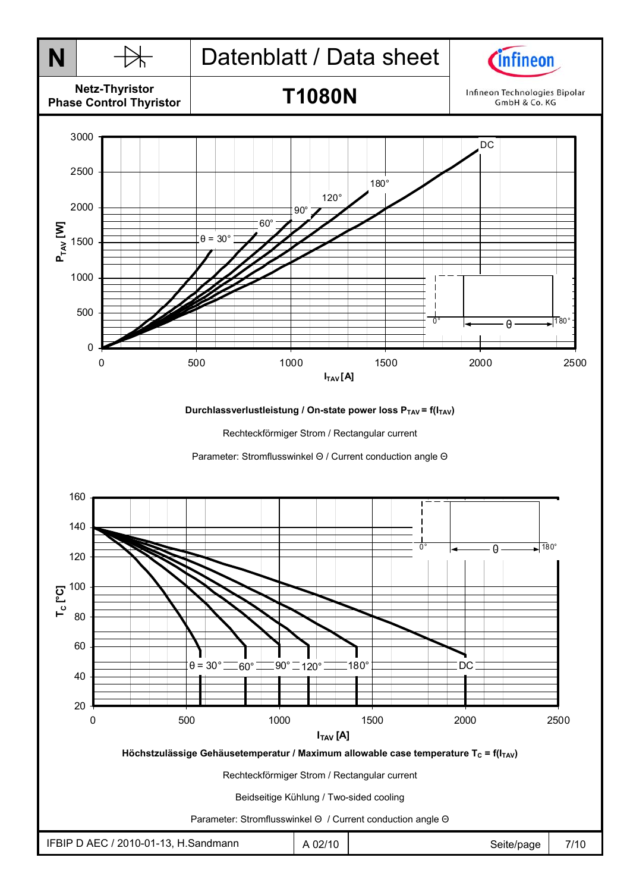Durchlassverlustleistung / On-state power loss $P_{TAV} = f(I_{TAV})$

Rechteckförmiger Strom / Rectangular current

Parameter: Stromflusswinkel Θ / Current conduction angle Θ

Höchstzulässige Gehäusetemperatur / Maximum allowable case temperature $T_C = f(I_{TAV})$

Rechteckförmiger Strom / Rectangular current

Beidseitige Kühlung / Two-sided cooling

Parameter: Stromflusswinkel Θ / Current conduction angle Θ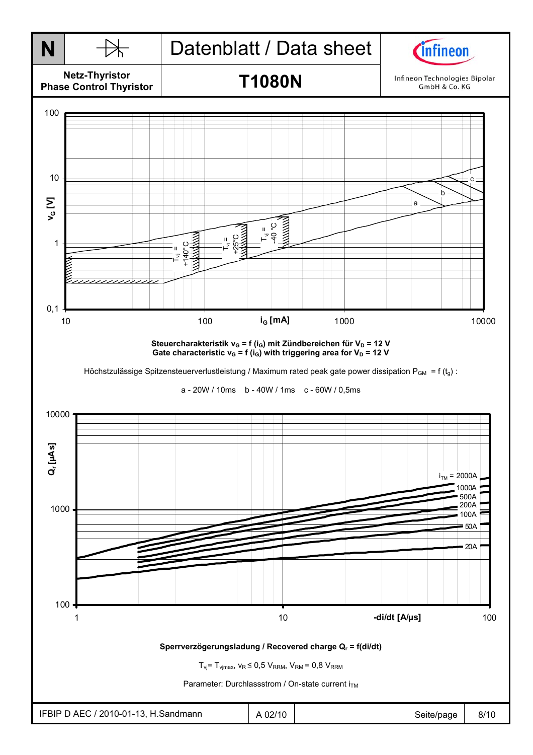Steuercharakteristik $v_G = f(i_G)$ mit Zündbereichen für $V_D = 12\ V$
Gate characteristic $v_G = f(i_G)$ with triggering area for $V_D = 12\ V$

Höchstzulässige Spitzensteuerverlustleistung / Maximum rated peak gate power dissipation $P_{GM} = f(t_g)$ :

a - 20W / 10ms b - 40W / 1ms c - 60W / 0,5ms

Sperrverzögerungsladung / Recovered charge $Q_r = f(di/dt)$

$T_{vj} = T_{vjmax}$, $v_R \leq 0{,}5\ V_{RRM}$, $V_{RM} = 0{,}8\ V_{RRM}$

Parameter: Durchlassstrom / On-state current $i_{TM}$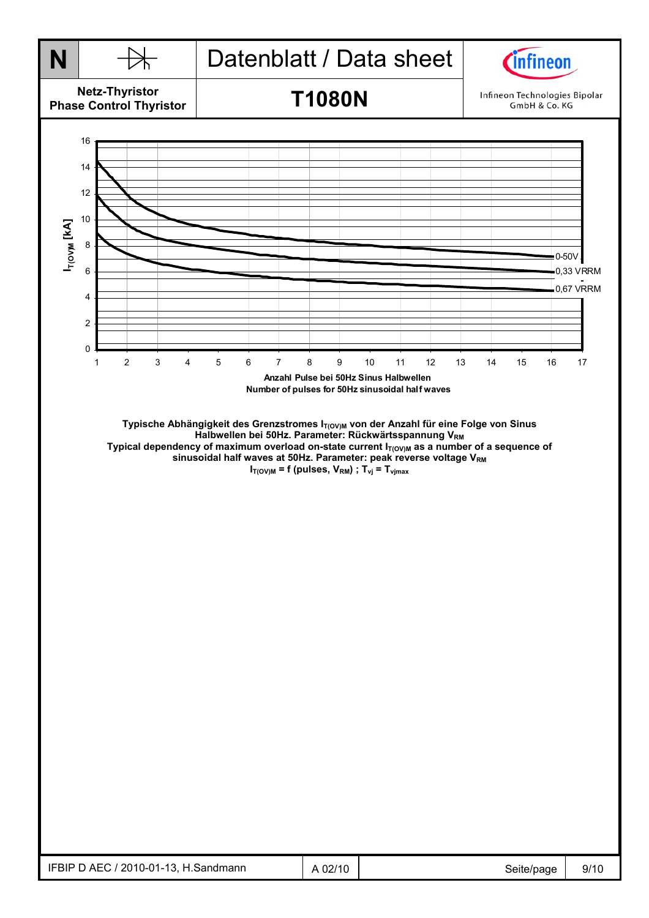Typische Abhängigkeit des Grenzstromes $I_{T(OV)M}$ von der Anzahl für eine Folge von Sinus Halbwellen bei 50Hz. Parameter: Rückwärtsspannung $V_{RM}$

Typical dependency of maximum overload on-state current $I_{T(OV)M}$ as a number of a sequence of sinusoidal half waves at 50Hz. Parameter: peak reverse voltage $V_{RM}$

$I_{T(OV)M}$ = f (pulses, $V_{RM}$) ; $T_{vj} = T_{vjmax}$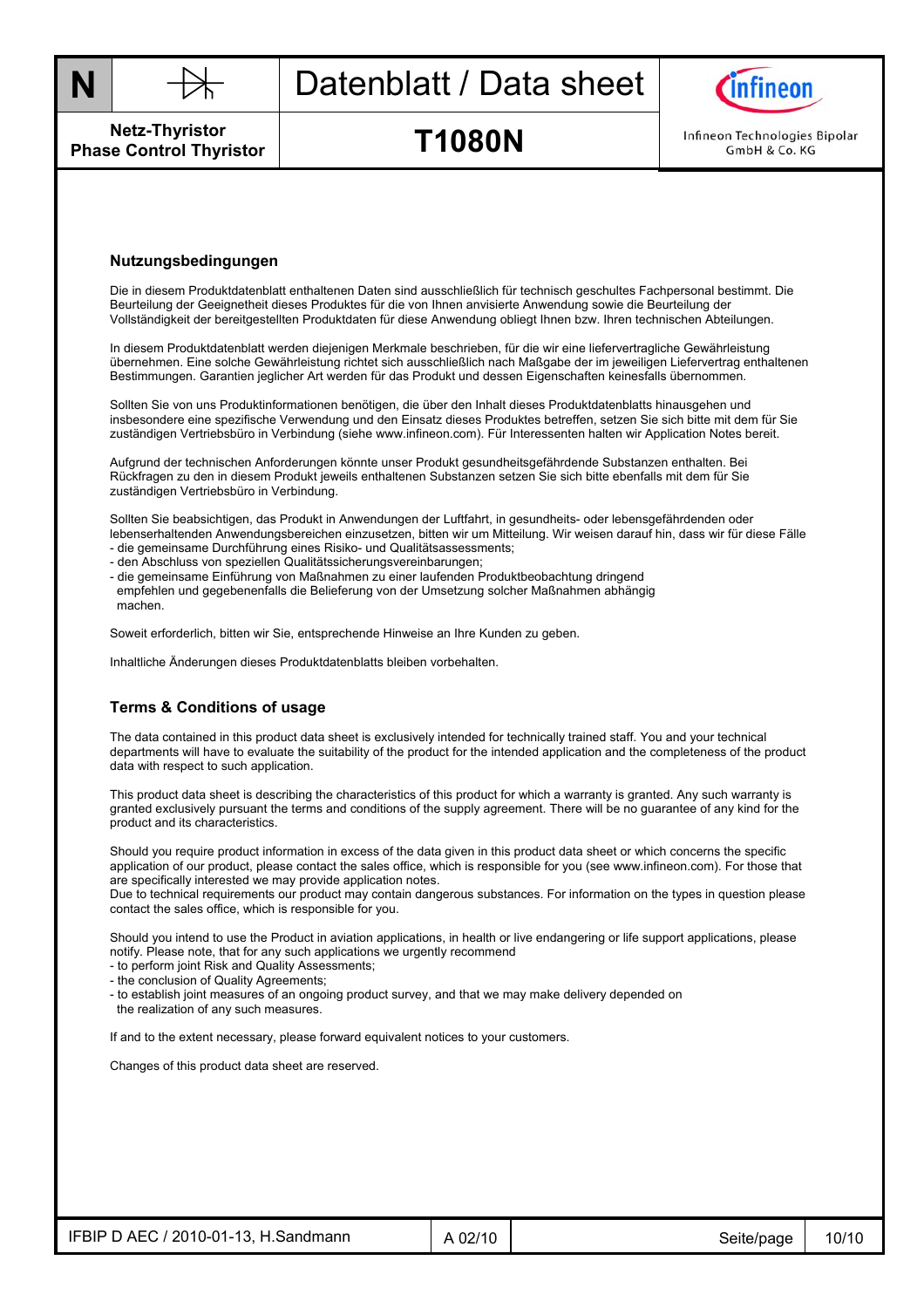## Nutzungsbedingungen

Die in diesem Produktdatenblatt enthaltenen Daten sind ausschließlich für technisch geschultes Fachpersonal bestimmt. Die Beurteilung der Geeignetheit dieses Produktes für die von Ihnen anvisierte Anwendung sowie die Beurteilung der Vollständigkeit der bereitgestellten Produktdaten für diese Anwendung obliegt Ihnen bzw. Ihren technischen Abteilungen.

In diesem Produktdatenblatt werden diejenigen Merkmale beschrieben, für die wir eine liefervertragliche Gewährleistung übernehmen. Eine solche Gewährleistung richtet sich ausschließlich nach Maßgabe der im jeweiligen Liefervertrag enthaltenen Bestimmungen. Garantien jeglicher Art werden für das Produkt und dessen Eigenschaften keinesfalls übernommen.

Sollten Sie von uns Produktinformationen benötigen, die über den Inhalt dieses Produktdatenblatts hinausgehen und insbesondere eine spezifische Verwendung und den Einsatz dieses Produktes betreffen, setzen Sie sich bitte mit dem für Sie zuständigen Vertriebsbüro in Verbindung (siehe www.infineon.com). Für Interessenten halten wir Application Notes bereit.

Aufgrund der technischen Anforderungen könnte unser Produkt gesundheitsgefährdende Substanzen enthalten. Bei Rückfragen zu den in diesem Produkt jeweils enthaltenen Substanzen setzen Sie sich bitte ebenfalls mit dem für Sie zuständigen Vertriebsbüro in Verbindung.

Sollten Sie beabsichtigen, das Produkt in Anwendungen der Luftfahrt, in gesundheits- oder lebensgefährdenden oder lebenserhaltenden Anwendungsbereichen einzusetzen, bitten wir um Mitteilung. Wir weisen darauf hin, dass wir für diese Fälle
- die gemeinsame Durchführung eines Risiko- und Qualitätsassessments;
- den Abschluss von speziellen Qualitätssicherungsvereinbarungen;
- die gemeinsame Einführung von Maßnahmen zu einer laufenden Produktbeobachtung dringend empfehlen und gegebenenfalls die Belieferung von der Umsetzung solcher Maßnahmen abhängig machen.

Soweit erforderlich, bitten wir Sie, entsprechende Hinweise an Ihre Kunden zu geben.

Inhaltliche Änderungen dieses Produktdatenblatts bleiben vorbehalten.

## Terms & Conditions of usage

The data contained in this product data sheet is exclusively intended for technically trained staff. You and your technical departments will have to evaluate the suitability of the product for the intended application and the completeness of the product data with respect to such application.

This product data sheet is describing the characteristics of this product for which a warranty is granted. Any such warranty is granted exclusively pursuant the terms and conditions of the supply agreement. There will be no guarantee of any kind for the product and its characteristics.

Should you require product information in excess of the data given in this product data sheet or which concerns the specific application of our product, please contact the sales office, which is responsible for you (see www.infineon.com). For those that are specifically interested we may provide application notes.
Due to technical requirements our product may contain dangerous substances. For information on the types in question please contact the sales office, which is responsible for you.

Should you intend to use the Product in aviation applications, in health or live endangering or life support applications, please notify. Please note, that for any such applications we urgently recommend
- to perform joint Risk and Quality Assessments;
- the conclusion of Quality Agreements;
- to establish joint measures of an ongoing product survey, and that we may make delivery depended on the realization of any such measures.

If and to the extent necessary, please forward equivalent notices to your customers.

Changes of this product data sheet are reserved.